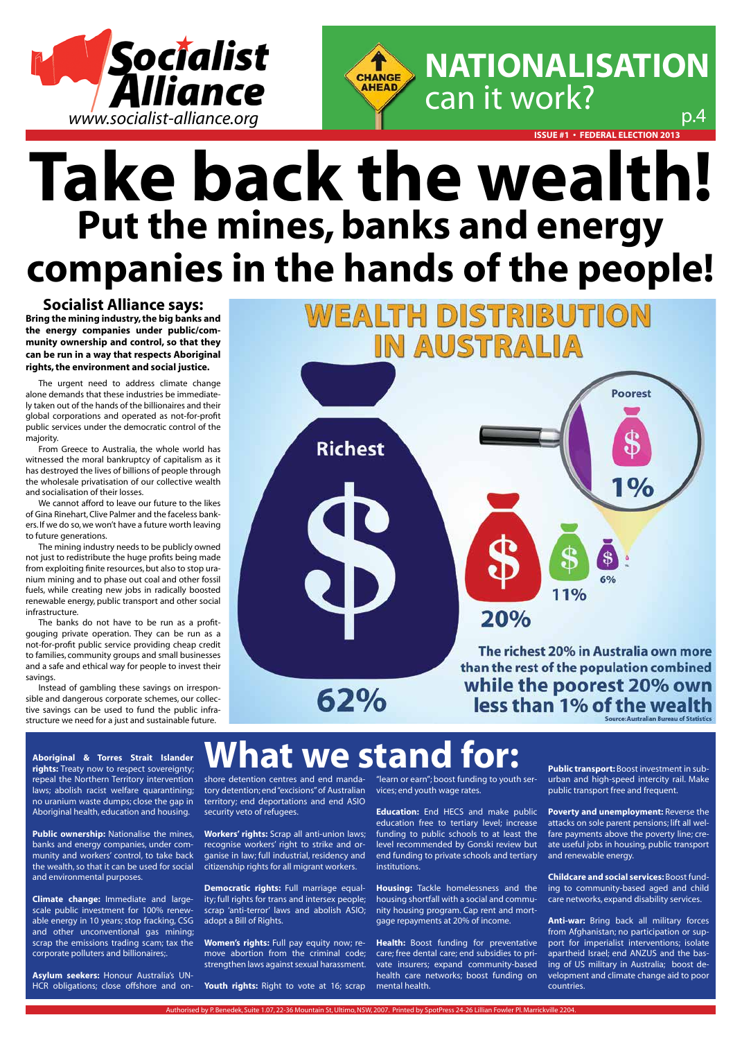# Socialist Alliance

www.socialist-alliance.org

## NATIONALISATION can it work? p.4

ISSUE #1 • FEDERAL ELECTION 2013

# Take back the wealth!

## Put the mines, banks and energy companies in the hands of the people!

### Socialist Alliance says:

**Bring the mining industry, the big banks and the energy companies under public/community ownership and control, so that they can be run in a way that respects Aboriginal rights, the environment and social justice.**

The urgent need to address climate change alone demands that these industries be immediately taken out of the hands of the billionaires and their global corporations and operated as not-for-profit public services under the democratic control of the majority.

From Greece to Australia, the whole world has witnessed the moral bankruptcy of capitalism as it has destroyed the lives of billions of people through the wholesale privatisation of our collective wealth and socialisation of their losses.

We cannot afford to leave our future to the likes of Gina Rinehart, Clive Palmer and the faceless bankers. If we do so, we won't have a future worth leaving to future generations.

The mining industry needs to be publicly owned not just to redistribute the huge profits being made from exploiting finite resources, but also to stop uranium mining and to phase out coal and other fossil fuels, while creating new jobs in radically boosted renewable energy, public transport and other social infrastructure.

The banks do not have to be run as a profit-gouging private operation. They can be run as a not-for-profit public service providing cheap credit to families, community groups and small businesses and a safe and ethical way for people to invest their savings.

Instead of gambling these savings on irresponsible and dangerous corporate schemes, our collective savings can be used to fund the public infrastructure we need for a just and sustainable future.

### WEALTH DISTRIBUTION IN AUSTRALIA

Richest 62% · 20% · 11% · 6% · Poorest 1%

The richest 20% in Australia own more than the rest of the population combined while the poorest 20% own less than 1% of the wealth

Source: Australian Bureau of Statistics

# What we stand for:

**Aboriginal & Torres Strait Islander rights:** Treaty now to respect sovereignty; repeal the Northern Territory intervention laws; abolish racist welfare quarantining; no uranium waste dumps; close the gap in Aboriginal health, education and housing.

**Public ownership:** Nationalise the mines, banks and energy companies, under community and workers' control, to take back the wealth, so that it can be used for social and environmental purposes.

**Climate change:** Immediate and large-scale public investment for 100% renewable energy in 10 years; stop fracking, CSG and other unconventional gas mining; scrap the emissions trading scam; tax the corporate polluters and billionaires;.

**Asylum seekers:** Honour Australia's UNHCR obligations; close offshore and onshore detention centres and end mandatory detention; end "excisions" of Australian territory; end deportations and end ASIO security veto of refugees.

**Workers' rights:** Scrap all anti-union laws; recognise workers' right to strike and organise in law; full industrial, residency and citizenship rights for all migrant workers.

**Democratic rights:** Full marriage equality; full rights for trans and intersex people; scrap 'anti-terror' laws and abolish ASIO; adopt a Bill of Rights.

**Women's rights:** Full pay equity now; remove abortion from the criminal code; strengthen laws against sexual harassment.

**Youth rights:** Right to vote at 16; scrap "learn or earn"; boost funding to youth services; end youth wage rates.

**Education:** End HECS and make public education free to tertiary level; increase funding to public schools to at least the level recommended by Gonski review but end funding to private schools and tertiary institutions.

**Housing:** Tackle homelessness and the housing shortfall with a social and community housing program. Cap rent and mortgage repayments at 20% of income.

**Health:** Boost funding for preventative care; free dental care; end subsidies to private insurers; expand community-based health care networks; boost funding on mental health.

**Public transport:** Boost investment in suburban and high-speed intercity rail. Make public transport free and frequent.

**Poverty and unemployment:** Reverse the attacks on sole parent pensions; lift all welfare payments above the poverty line; create useful jobs in housing, public transport and renewable energy.

**Childcare and social services:** Boost funding to community-based aged and child care networks, expand disability services.

**Anti-war:** Bring back all military forces from Afghanistan; no participation or support for imperialist interventions; isolate apartheid Israel; end ANZUS and the basing of US military in Australia; boost development and climate change aid to poor countries.

Authorised by P. Benedek, Suite 1.07, 22-36 Mountain St, Ultimo, NSW, 2007. Printed by SpotPress 24-26 Lillian Fowler Pl. Marrickville 2204.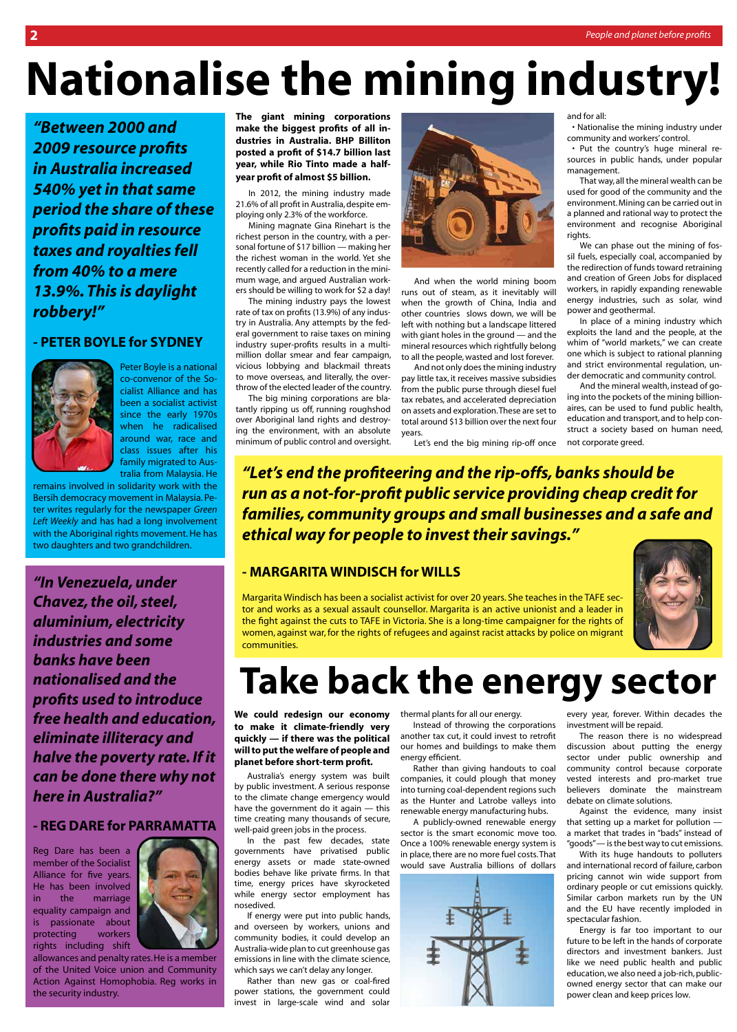# Nationalise the mining industry!

**The giant mining corporations make the biggest profits of all industries in Australia. BHP Billiton posted a profit of $14.7 billion last year, while Rio Tinto made a half-year profit of almost $5 billion.**

In 2012, the mining industry made 21.6% of all profit in Australia, despite employing only 2.3% of the workforce.

Mining magnate Gina Rinehart is the richest person in the country, with a personal fortune of $17 billion — making her the richest woman in the world. Yet she recently called for a reduction in the minimum wage, and argued Australian workers should be willing to work for $2 a day!

The mining industry pays the lowest rate of tax on profits (13.9%) of any industry in Australia. Any attempts by the federal government to raise taxes on mining industry super-profits results in a multi-million dollar smear and fear campaign, vicious lobbying and blackmail threats to move overseas, and literally, the overthrow of the elected leader of the country.

The big mining corporations are blatantly ripping us off, running roughshod over Aboriginal land rights and destroying the environment, with an absolute minimum of public control and oversight.

And when the world mining boom runs out of steam, as it inevitably will when the growth of China, India and other countries slows down, we will be left with nothing but a landscape littered with giant holes in the ground — and the mineral resources which rightfully belong to all the people, wasted and lost forever.

And not only does the mining industry pay little tax, it receives massive subsidies from the public purse through diesel fuel tax rebates, and accelerated depreciation on assets and exploration. These are set to total around $13 billion over the next four years.

Let's end the big mining rip-off once and for all:

- Nationalise the mining industry under community and workers' control.
- Put the country's huge mineral resources in public hands, under popular management.

That way, all the mineral wealth can be used for good of the community and the environment. Mining can be carried out in a planned and rational way to protect the environment and recognise Aboriginal rights.

We can phase out the mining of fossil fuels, especially coal, accompanied by the redirection of funds toward retraining and creation of Green Jobs for displaced workers, in rapidly expanding renewable energy industries, such as solar, wind power and geothermal.

In place of a mining industry which exploits the land and the people, at the whim of "world markets," we can create one which is subject to rational planning and strict environmental regulation, under democratic and community control.

And the mineral wealth, instead of going into the pockets of the mining billionaires, can be used to fund public health, education and transport, and to help construct a society based on human need, not corporate greed.

***"Between 2000 and 2009 resource profits in Australia increased 540% yet in that same period the share of these profits paid in resource taxes and royalties fell from 40% to a mere 13.9%. This is daylight robbery!"***

## - PETER BOYLE for SYDNEY

Peter Boyle is a national co-convenor of the Socialist Alliance and has been a socialist activist since the early 1970s when he radicalised around war, race and class issues after his family migrated to Australia from Malaysia. He remains involved in solidarity work with the Bersih democracy movement in Malaysia. Peter writes regularly for the newspaper *Green Left Weekly* and has had a long involvement with the Aboriginal rights movement. He has two daughters and two grandchildren.

***"Let's end the profiteering and the rip-offs, banks should be run as a not-for-profit public service providing cheap credit for families, community groups and small businesses and a safe and ethical way for people to invest their savings."***

## - MARGARITA WINDISCH for WILLS

Margarita Windisch has been a socialist activist for over 20 years. She teaches in the TAFE sector and works as a sexual assault counsellor. Margarita is an active unionist and a leader in the fight against the cuts to TAFE in Victoria. She is a long-time campaigner for the rights of women, against war, for the rights of refugees and against racist attacks by police on migrant communities.

***"In Venezuela, under Chavez, the oil, steel, aluminium, electricity industries and some banks have been nationalised and the profits used to introduce free health and education, eliminate illiteracy and halve the poverty rate. If it can be done there why not here in Australia?"***

## - REG DARE for PARRAMATTA

Reg Dare has been a member of the Socialist Alliance for five years. He has been involved in the marriage equality campaign and is passionate about protecting workers rights including shift allowances and penalty rates. He is a member of the United Voice union and Community Action Against Homophobia. Reg works in the security industry.

# Take back the energy sector

**We could redesign our economy to make it climate-friendly very quickly — if there was the political will to put the welfare of people and planet before short-term profit.**

Australia's energy system was built by public investment. A serious response to the climate change emergency would have the government do it again — this time creating many thousands of secure, well-paid green jobs in the process.

In the past few decades, state governments have privatised public energy assets or made state-owned bodies behave like private firms. In that time, energy prices have skyrocketed while energy sector employment has nosedived.

If energy were put into public hands, and overseen by workers, unions and community bodies, it could develop an Australia-wide plan to cut greenhouse gas emissions in line with the climate science, which says we can't delay any longer.

Rather than new gas or coal-fired power stations, the government could invest in large-scale wind and solar thermal plants for all our energy.

Instead of throwing the corporations another tax cut, it could invest to retrofit our homes and buildings to make them energy efficient.

Rather than giving handouts to coal companies, it could plough that money into turning coal-dependent regions such as the Hunter and Latrobe valleys into renewable energy manufacturing hubs.

A publicly-owned renewable energy sector is the smart economic move too. Once a 100% renewable energy system is in place, there are no more fuel costs. That would save Australia billions of dollars every year, forever. Within decades the investment will be repaid.

The reason there is no widespread discussion about putting the energy sector under public ownership and community control because corporate vested interests and pro-market true believers dominate the mainstream debate on climate solutions.

Against the evidence, many insist that setting up a market for pollution — a market that trades in "bads" instead of "goods" — is the best way to cut emissions.

With its huge handouts to polluters and international record of failure, carbon pricing cannot win wide support from ordinary people or cut emissions quickly. Similar carbon markets run by the UN and the EU have recently imploded in spectacular fashion.

Energy is far too important to our future to be left in the hands of corporate directors and investment bankers. Just like we need public health and public education, we also need a job-rich, public-owned energy sector that can make our power clean and keep prices low.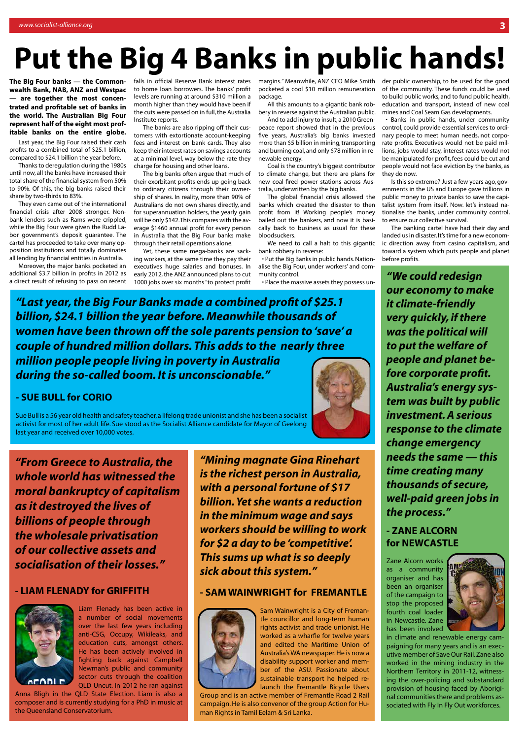# Put the Big 4 Banks in public hands!

**The Big Four banks — the Commonwealth Bank, NAB, ANZ and Westpac — are together the most concentrated and profitable set of banks in the world. The Australian Big Four represent half of the eight most profitable banks on the entire globe.**

Last year, the Big Four raised their cash profits to a combined total of $25.1 billion, compared to $24.1 billion the year before.

Thanks to deregulation during the 1980s until now, all the banks have increased their total share of the financial system from 50% to 90%. Of this, the big banks raised their share by two-thirds to 83%.

They even came out of the international financial crisis after 2008 stronger. Non-bank lenders such as Rams were crippled, while the Big Four were given the Rudd Labor government's deposit guarantee. The cartel has proceeded to take over many opposition institutions and totally dominates all lending by financial entities in Australia.

Moreover, the major banks pocketed an additional $3.7 billion in profits in 2012 as a direct result of refusing to pass on recent falls in official Reserve Bank interest rates to home loan borrowers. The banks' profit levels are running at around $310 million a month higher than they would have been if the cuts were passed on in full, the Australia Institute reports.

The banks are also ripping off their customers with extortionate account-keeping fees and interest on bank cards. They also keep their interest rates on savings accounts at a minimal level, way below the rate they charge for housing and other loans.

The big banks often argue that much of their exorbitant profits ends up going back to ordinary citizens through their ownership of shares. In reality, more than 90% of Australians do not own shares directly, and for superannuation holders, the yearly gain will be only $142. This compares with the average $1460 annual profit for every person in Australia that the Big Four banks make through their retail operations alone.

Yet, these same mega-banks are sacking workers, at the same time they pay their executives huge salaries and bonuses. In early 2012, the ANZ announced plans to cut 1000 jobs over six months "to protect profit margins." Meanwhile, ANZ CEO Mike Smith pocketed a cool $10 million remuneration package.

All this amounts to a gigantic bank robbery in reverse against the Australian public.

And to add injury to insult, a 2010 Greenpeace report showed that in the previous five years, Australia's big banks invested more than $5 billion in mining, transporting and burning coal, and only $78 million in renewable energy.

Coal is the country's biggest contributor to climate change, but there are plans for new coal-fired power stations across Australia, underwritten by the big banks.

The global financial crisis allowed the banks which created the disaster to then profit from it! Working people's money bailed out the bankers, and now it is basically back to business as usual for these bloodsuckers.

We need to call a halt to this gigantic bank robbery in reverse:

- Put the Big Banks in public hands. Nationalise the Big Four, under workers' and community control.
- Place the massive assets they possess under public ownership, to be used for the good of the community. These funds could be used to build public works, and to fund public health, education and transport, instead of new coal mines and Coal Seam Gas developments.
- Banks in public hands, under community control, could provide essential services to ordinary people to meet human needs, not corporate profits. Executives would not be paid millions, jobs would stay, interest rates would not be manipulated for profit, fees could be cut and people would not face eviction by the banks, as they do now.

Is this so extreme? Just a few years ago, governments in the US and Europe gave trillions in public money to private banks to save the capitalist system from itself. Now. let's instead nationalise the banks, under community control, to ensure our collective survival.

The banking cartel have had their day and landed us in disaster. It's time for a new economic direction away from casino capitalism, and toward a system which puts people and planet before profits.

***"Last year, the Big Four Banks made a combined profit of $25.1 billion, $24.1 billion the year before. Meanwhile thousands of women have been thrown off the sole parents pension to 'save' a couple of hundred million dollars. This adds to the nearly three million people people living in poverty in Australia during the so-called boom. It is unconscionable."***

**- SUE BULL for CORIO**

Sue Bull is a 56 year old health and safety teacher, a lifelong trade unionist and she has been a socialist activist for most of her adult life. Sue stood as the Socialist Alliance candidate for Mayor of Geelong last year and received over 10,000 votes.

***"We could redesign our economy to make it climate-friendly very quickly, if there was the political will to put the welfare of people and planet before corporate profit. Australia's energy system was built by public investment. A serious response to the climate change emergency needs the same — this time creating many thousands of secure, well-paid green jobs in the process."***

**- ZANE ALCORN for NEWCASTLE**

Zane Alcorn works as a community organiser and has been an organiser of the campaign to stop the proposed fourth coal loader in Newcastle. Zane has been involved in climate and renewable energy campaigning for many years and is an executive member of Save Our Rail. Zane also worked in the mining industry in the Northern Territory in 2011-12, witnessing the over-policing and substandard provision of housing faced by Aboriginal communities there and problems associated with Fly In Fly Out workforces.

***"From Greece to Australia, the whole world has witnessed the moral bankruptcy of capitalism as it destroyed the lives of billions of people through the wholesale privatisation of our collective assets and socialisation of their losses."***

**- LIAM FLENADY for GRIFFITH**

Liam Flenady has been active in a number of social movements over the last few years including anti-CSG, Occupy, Wikileaks, and education cuts, amongst others. He has been actively involved in fighting back against Campbell Newman's public and community sector cuts through the coalition QLD Uncut. In 2012 he ran against Anna Bligh in the QLD State Election. Liam is also a composer and is currently studying for a PhD in music at the Queensland Conservatorium.

***"Mining magnate Gina Rinehart is the richest person in Australia, with a personal fortune of $17 billion. Yet she wants a reduction in the minimum wage and says workers should be willing to work for $2 a day to be 'competitive'. This sums up what is so deeply sick about this system."***

**- SAM WAINWRIGHT for FREMANTLE**

Sam Wainwright is a City of Fremantle councillor and long-term human rights activist and trade unionist. He worked as a wharfie for twelve years and edited the Maritime Union of Australia's WA newspaper. He is now a disability support worker and member of the ASU. Passionate about sustainable transport he helped relaunch the Fremantle Bicycle Users Group and is an active member of Fremantle Road 2 Rail campaign. He is also convenor of the group Action for Human Rights in Tamil Eelam & Sri Lanka.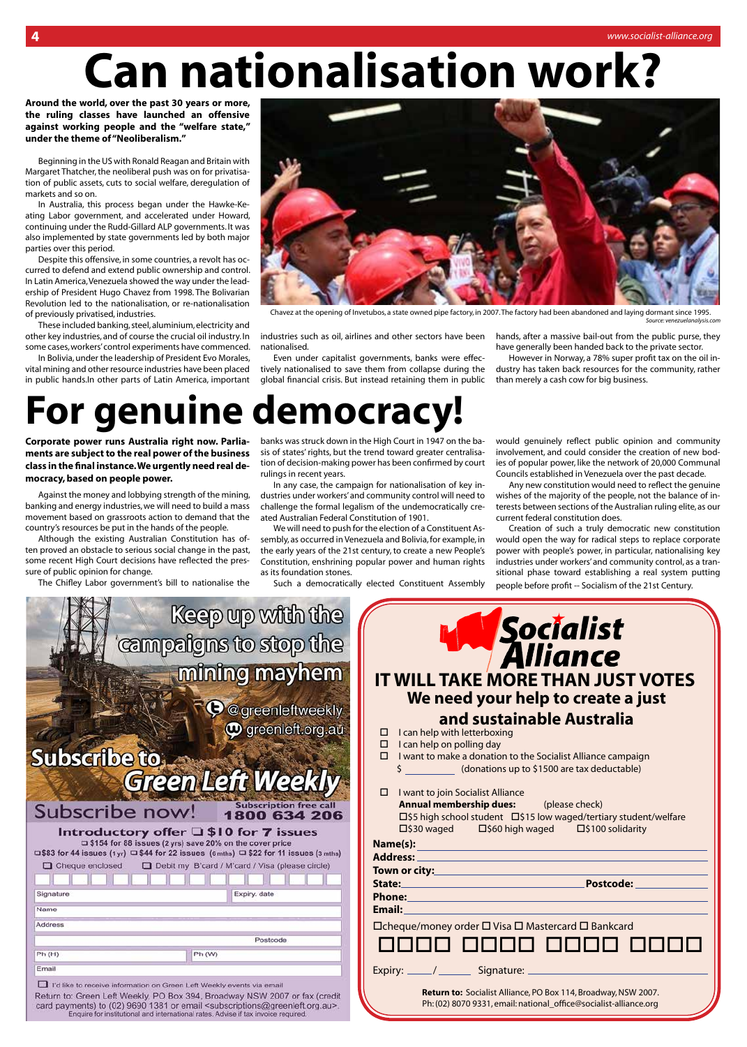# Can nationalisation work?

**Around the world, over the past 30 years or more, the ruling classes have launched an offensive against working people and the "welfare state," under the theme of "Neoliberalism."**

Beginning in the US with Ronald Reagan and Britain with Margaret Thatcher, the neoliberal push was on for privatisation of public assets, cuts to social welfare, deregulation of markets and so on.

In Australia, this process began under the Hawke-Keating Labor government, and accelerated under Howard, continuing under the Rudd-Gillard ALP governments. It was also implemented by state governments led by both major parties over this period.

Despite this offensive, in some countries, a revolt has occurred to defend and extend public ownership and control. In Latin America, Venezuela showed the way under the leadership of President Hugo Chavez from 1998. The Bolivarian Revolution led to the nationalisation, or re-nationalisation of previously privatised, industries.

These included banking, steel, aluminium, electricity and other key industries, and of course the crucial oil industry. In some cases, workers' control experiments have commenced.

In Bolivia, under the leadership of President Evo Morales, vital mining and other resource industries have been placed in public hands. In other parts of Latin America, important industries such as oil, airlines and other sectors have been nationalised.

Even under capitalist governments, banks were effectively nationalised to save them from collapse during the global financial crisis. But instead retaining them in public hands, after a massive bail-out from the public purse, they have generally been handed back to the private sector.

However in Norway, a 78% super profit tax on the oil industry has taken back resources for the community, rather than merely a cash cow for big business.

Chavez at the opening of Invetubos, a state owned pipe factory, in 2007. The factory had been abandoned and laying dormant since 1995.
*Source: venezuelanalysis.com*

# For genuine democracy!

**Corporate power runs Australia right now. Parliaments are subject to the real power of the business class in the final instance. We urgently need real democracy, based on people power.**

Against the money and lobbying strength of the mining, banking and energy industries, we will need to build a mass movement based on grassroots action to demand that the country's resources be put in the hands of the people.

Although the existing Australian Constitution has often proved an obstacle to serious social change in the past, some recent High Court decisions have reflected the pressure of public opinion for change.

The Chifley Labor government's bill to nationalise the banks was struck down in the High Court in 1947 on the basis of states' rights, but the trend toward greater centralisation of decision-making power has been confirmed by court rulings in recent years.

In any case, the campaign for nationalisation of key industries under workers' and community control will need to challenge the formal legalism of the undemocratically created Australian Federal Constitution of 1901.

We will need to push for the election of a Constituent Assembly, as occurred in Venezuela and Bolivia, for example, in the early years of the 21st century, to create a new People's Constitution, enshrining popular power and human rights as its foundation stones.

Such a democratically elected Constituent Assembly would genuinely reflect public opinion and community involvement, and could consider the creation of new bodies of popular power, like the network of 20,000 Communal Councils established in Venezuela over the past decade.

Any new constitution would need to reflect the genuine wishes of the majority of the people, not the balance of interests between sections of the Australian ruling elite, as our current federal constitution does.

Creation of such a truly democratic new constitution would open the way for radical steps to replace corporate power with people's power, in particular, nationalising key industries under workers' and community control, as a transitional phase toward establishing a real system putting people before profit -- Socialism of the 21st Century.

---

## Keep up with the campaigns to stop the mining mayhem

@greenleftweekly
greenleft.org.au

## Subscribe to *Green Left Weekly*

**Subscribe now!** Subscription free call **1800 634 206**

**Introductory offer ☐ $10 for 7 issues**

☐ $154 for 88 issues (2 yrs) save 20% on the cover price
☐ $83 for 44 issues (1 yr) ☐ $44 for 22 issues (6 mths) ☐ $22 for 11 issues (3 mths)

☐ Cheque enclosed ☐ Debit my B'card / M'card / Visa (please circle)

Signature — Expiry. date
Name
Address
Postcode
Ph (H) — Ph (W)
Email

☐ I'd like to receive information on Green Left Weekly events via email

Return to: Green Left Weekly, PO Box 394, Broadway NSW 2007 or fax (credit card payments) to (02) 9690 1381 or email <subscriptions@greenleft.org.au>.
Enquire for institutional and international rates. Advise if tax invoice required.

---

## Socialist Alliance

### IT WILL TAKE MORE THAN JUST VOTES

### We need your help to create a just and sustainable Australia

- ☐ I can help with letterboxing
- ☐ I can help on polling day
- ☐ I want to make a donation to the Socialist Alliance campaign
  $ ________ (donations up to $1500 are tax deductable)

- ☐ I want to join Socialist Alliance
  **Annual membership dues:** (please check)
  ☐$5 high school student ☐$15 low waged/tertiary student/welfare
  ☐$30 waged ☐$60 high waged ☐$100 solidarity

**Name(s):**
**Address:**
**Town or city:**
**State:** **Postcode:**
**Phone:**
**Email:**

☐cheque/money order ☐ Visa ☐ Mastercard ☐ Bankcard

Expiry: ____/____ Signature:

**Return to:** Socialist Alliance, PO Box 114, Broadway, NSW 2007.
Ph: (02) 8070 9331, email: national_office@socialist-alliance.org